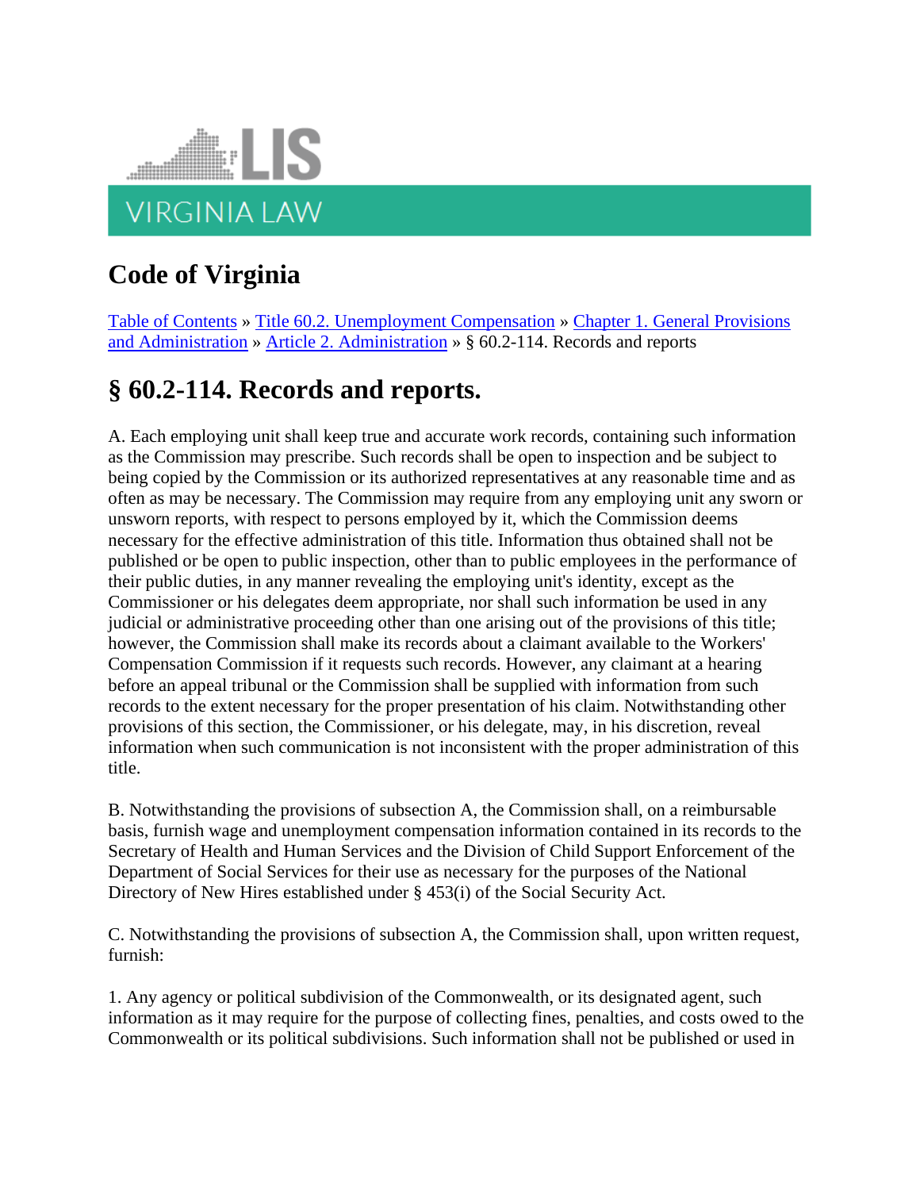LIS

VIRGINIA LAW

# Code of Virginia

Table of Contents » Title 60.2. Unemployment Compensation » Chapter 1. General Provisions and Administration » Article 2. Administration » § 60.2-114. Records and reports

## § 60.2-114. Records and reports.

A. Each employing unit shall keep true and accurate work records, containing such information as the Commission may prescribe. Such records shall be open to inspection and be subject to being copied by the Commission or its authorized representatives at any reasonable time and as often as may be necessary. The Commission may require from any employing unit any sworn or unsworn reports, with respect to persons employed by it, which the Commission deems necessary for the effective administration of this title. Information thus obtained shall not be published or be open to public inspection, other than to public employees in the performance of their public duties, in any manner revealing the employing unit's identity, except as the Commissioner or his delegates deem appropriate, nor shall such information be used in any judicial or administrative proceeding other than one arising out of the provisions of this title; however, the Commission shall make its records about a claimant available to the Workers' Compensation Commission if it requests such records. However, any claimant at a hearing before an appeal tribunal or the Commission shall be supplied with information from such records to the extent necessary for the proper presentation of his claim. Notwithstanding other provisions of this section, the Commissioner, or his delegate, may, in his discretion, reveal information when such communication is not inconsistent with the proper administration of this title.

B. Notwithstanding the provisions of subsection A, the Commission shall, on a reimbursable basis, furnish wage and unemployment compensation information contained in its records to the Secretary of Health and Human Services and the Division of Child Support Enforcement of the Department of Social Services for their use as necessary for the purposes of the National Directory of New Hires established under § 453(i) of the Social Security Act.

C. Notwithstanding the provisions of subsection A, the Commission shall, upon written request, furnish:

1. Any agency or political subdivision of the Commonwealth, or its designated agent, such information as it may require for the purpose of collecting fines, penalties, and costs owed to the Commonwealth or its political subdivisions. Such information shall not be published or used in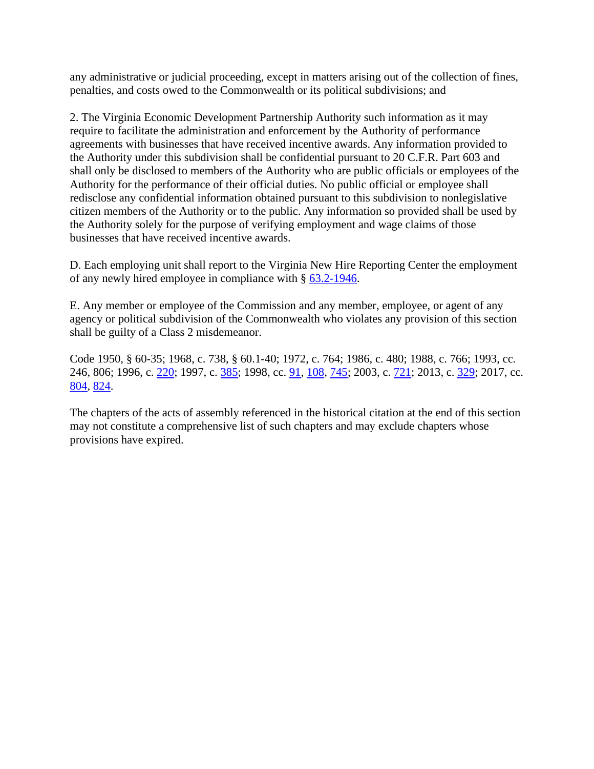any administrative or judicial proceeding, except in matters arising out of the collection of fines, penalties, and costs owed to the Commonwealth or its political subdivisions; and

2. The Virginia Economic Development Partnership Authority such information as it may require to facilitate the administration and enforcement by the Authority of performance agreements with businesses that have received incentive awards. Any information provided to the Authority under this subdivision shall be confidential pursuant to 20 C.F.R. Part 603 and shall only be disclosed to members of the Authority who are public officials or employees of the Authority for the performance of their official duties. No public official or employee shall redisclose any confidential information obtained pursuant to this subdivision to nonlegislative citizen members of the Authority or to the public. Any information so provided shall be used by the Authority solely for the purpose of verifying employment and wage claims of those businesses that have received incentive awards.

D. Each employing unit shall report to the Virginia New Hire Reporting Center the employment of any newly hired employee in compliance with § 63.2-1946.

E. Any member or employee of the Commission and any member, employee, or agent of any agency or political subdivision of the Commonwealth who violates any provision of this section shall be guilty of a Class 2 misdemeanor.

Code 1950, § 60-35; 1968, c. 738, § 60.1-40; 1972, c. 764; 1986, c. 480; 1988, c. 766; 1993, cc. 246, 806; 1996, c. 220; 1997, c. 385; 1998, cc. 91, 108, 745; 2003, c. 721; 2013, c. 329; 2017, cc. 804, 824.

The chapters of the acts of assembly referenced in the historical citation at the end of this section may not constitute a comprehensive list of such chapters and may exclude chapters whose provisions have expired.